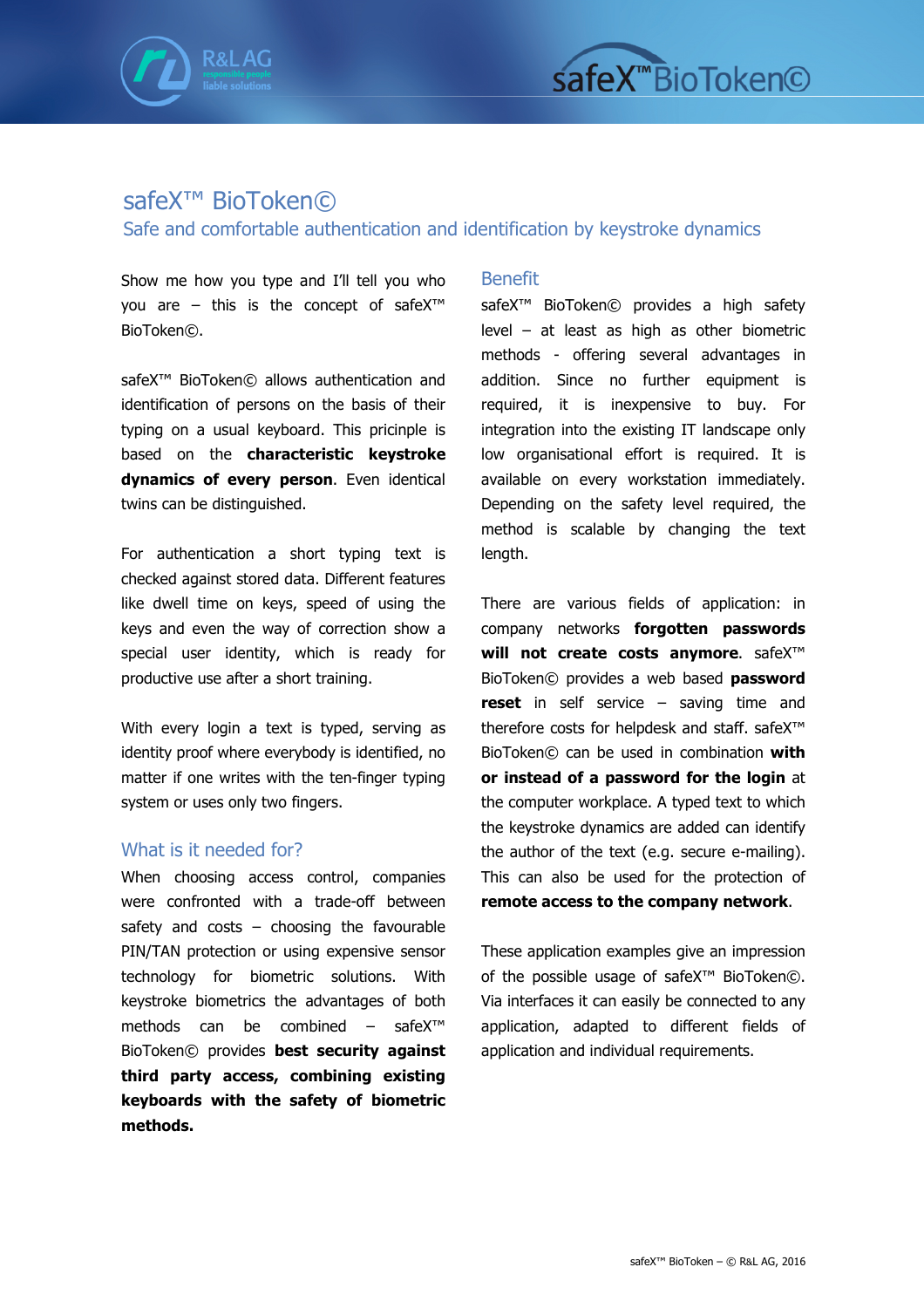// safeX™ BioToken©

# safeX™ BioToken©

## Safe and comfortable authentication and identification by keystroke dynamics

Show me how you type and I'll tell you who you are – this is the concept of safeX™ BioToken©.

safeX™ BioToken© allows authentication and identification of persons on the basis of their typing on a usual keyboard. This pricinple is based on the **characteristic keystroke dynamics of every person**. Even identical twins can be distinguished.

For authentication a short typing text is checked against stored data. Different features like dwell time on keys, speed of using the keys and even the way of correction show a special user identity, which is ready for productive use after a short training.

With every login a text is typed, serving as identity proof where everybody is identified, no matter if one writes with the ten-finger typing system or uses only two fingers.

### What is it needed for?

When choosing access control, companies were confronted with a trade-off between safety and costs – choosing the favourable PIN/TAN protection or using expensive sensor technology for biometric solutions. With keystroke biometrics the advantages of both methods can be combined – safeX™ BioToken© provides **best security against third party access, combining existing keyboards with the safety of biometric methods.**

### Benefit

safeX™ BioToken© provides a high safety level – at least as high as other biometric methods - offering several advantages in addition. Since no further equipment is required, it is inexpensive to buy. For integration into the existing IT landscape only low organisational effort is required. It is available on every workstation immediately. Depending on the safety level required, the method is scalable by changing the text length.

There are various fields of application: in company networks **forgotten passwords will not create costs anymore**. safeX™ BioToken© provides a web based **password reset** in self service – saving time and therefore costs for helpdesk and staff. safeX™ BioToken© can be used in combination **with or instead of a password for the login** at the computer workplace. A typed text to which the keystroke dynamics are added can identify the author of the text (e.g. secure e-mailing). This can also be used for the protection of **remote access to the company network**.

These application examples give an impression of the possible usage of safeX™ BioToken©. Via interfaces it can easily be connected to any application, adapted to different fields of application and individual requirements.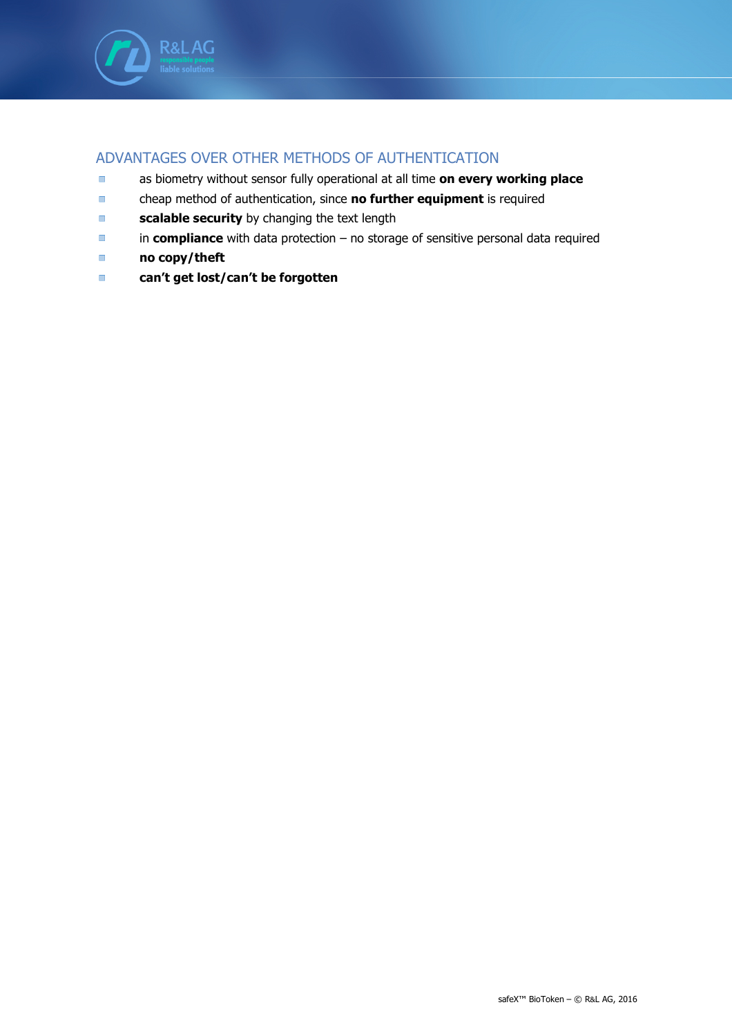## ADVANTAGES OVER OTHER METHODS OF AUTHENTICATION

- as biometry without sensor fully operational at all time **on every working place**
- cheap method of authentication, since **no further equipment** is required
- **scalable security** by changing the text length
- in **compliance** with data protection – no storage of sensitive personal data required
- **no copy/theft**
- **can't get lost/can't be forgotten**